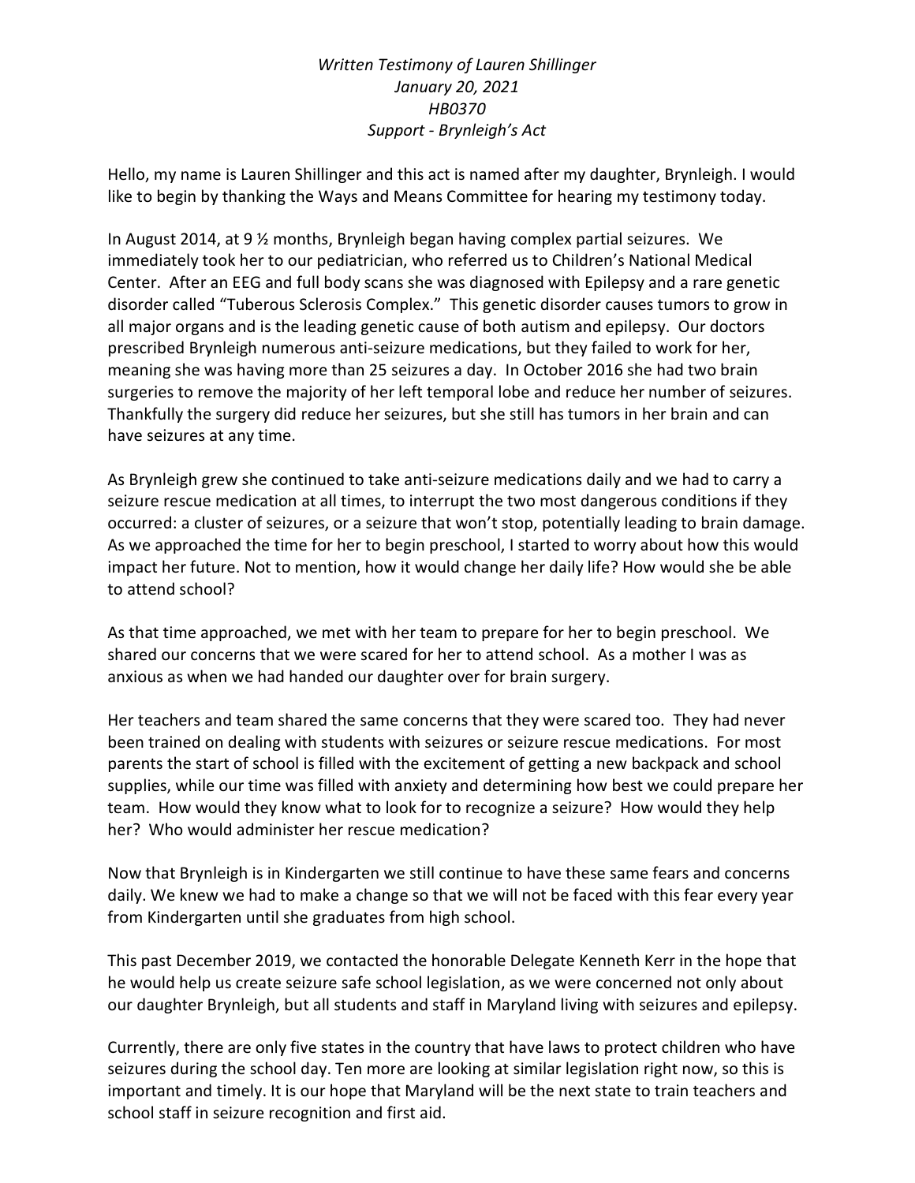*Written Testimony of Lauren Shillinger*
*January 20, 2021*
*HB0370*
*Support - Brynleigh's Act*

Hello, my name is Lauren Shillinger and this act is named after my daughter, Brynleigh. I would like to begin by thanking the Ways and Means Committee for hearing my testimony today.

In August 2014, at 9 ½ months, Brynleigh began having complex partial seizures. We immediately took her to our pediatrician, who referred us to Children's National Medical Center. After an EEG and full body scans she was diagnosed with Epilepsy and a rare genetic disorder called "Tuberous Sclerosis Complex." This genetic disorder causes tumors to grow in all major organs and is the leading genetic cause of both autism and epilepsy. Our doctors prescribed Brynleigh numerous anti-seizure medications, but they failed to work for her, meaning she was having more than 25 seizures a day. In October 2016 she had two brain surgeries to remove the majority of her left temporal lobe and reduce her number of seizures. Thankfully the surgery did reduce her seizures, but she still has tumors in her brain and can have seizures at any time.

As Brynleigh grew she continued to take anti-seizure medications daily and we had to carry a seizure rescue medication at all times, to interrupt the two most dangerous conditions if they occurred: a cluster of seizures, or a seizure that won't stop, potentially leading to brain damage. As we approached the time for her to begin preschool, I started to worry about how this would impact her future. Not to mention, how it would change her daily life? How would she be able to attend school?

As that time approached, we met with her team to prepare for her to begin preschool. We shared our concerns that we were scared for her to attend school. As a mother I was as anxious as when we had handed our daughter over for brain surgery.

Her teachers and team shared the same concerns that they were scared too. They had never been trained on dealing with students with seizures or seizure rescue medications. For most parents the start of school is filled with the excitement of getting a new backpack and school supplies, while our time was filled with anxiety and determining how best we could prepare her team. How would they know what to look for to recognize a seizure? How would they help her? Who would administer her rescue medication?

Now that Brynleigh is in Kindergarten we still continue to have these same fears and concerns daily. We knew we had to make a change so that we will not be faced with this fear every year from Kindergarten until she graduates from high school.

This past December 2019, we contacted the honorable Delegate Kenneth Kerr in the hope that he would help us create seizure safe school legislation, as we were concerned not only about our daughter Brynleigh, but all students and staff in Maryland living with seizures and epilepsy.

Currently, there are only five states in the country that have laws to protect children who have seizures during the school day. Ten more are looking at similar legislation right now, so this is important and timely. It is our hope that Maryland will be the next state to train teachers and school staff in seizure recognition and first aid.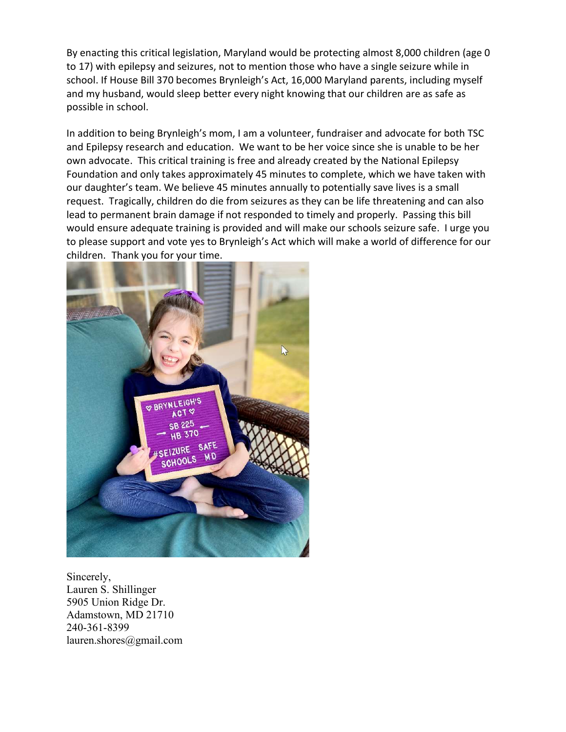By enacting this critical legislation, Maryland would be protecting almost 8,000 children (age 0 to 17) with epilepsy and seizures, not to mention those who have a single seizure while in school. If House Bill 370 becomes Brynleigh's Act, 16,000 Maryland parents, including myself and my husband, would sleep better every night knowing that our children are as safe as possible in school.

In addition to being Brynleigh's mom, I am a volunteer, fundraiser and advocate for both TSC and Epilepsy research and education. We want to be her voice since she is unable to be her own advocate. This critical training is free and already created by the National Epilepsy Foundation and only takes approximately 45 minutes to complete, which we have taken with our daughter's team. We believe 45 minutes annually to potentially save lives is a small request. Tragically, children do die from seizures as they can be life threatening and can also lead to permanent brain damage if not responded to timely and properly. Passing this bill would ensure adequate training is provided and will make our schools seizure safe. I urge you to please support and vote yes to Brynleigh's Act which will make a world of difference for our children. Thank you for your time.

Sincerely,
Lauren S. Shillinger
5905 Union Ridge Dr.
Adamstown, MD 21710
240-361-8399
lauren.shores@gmail.com